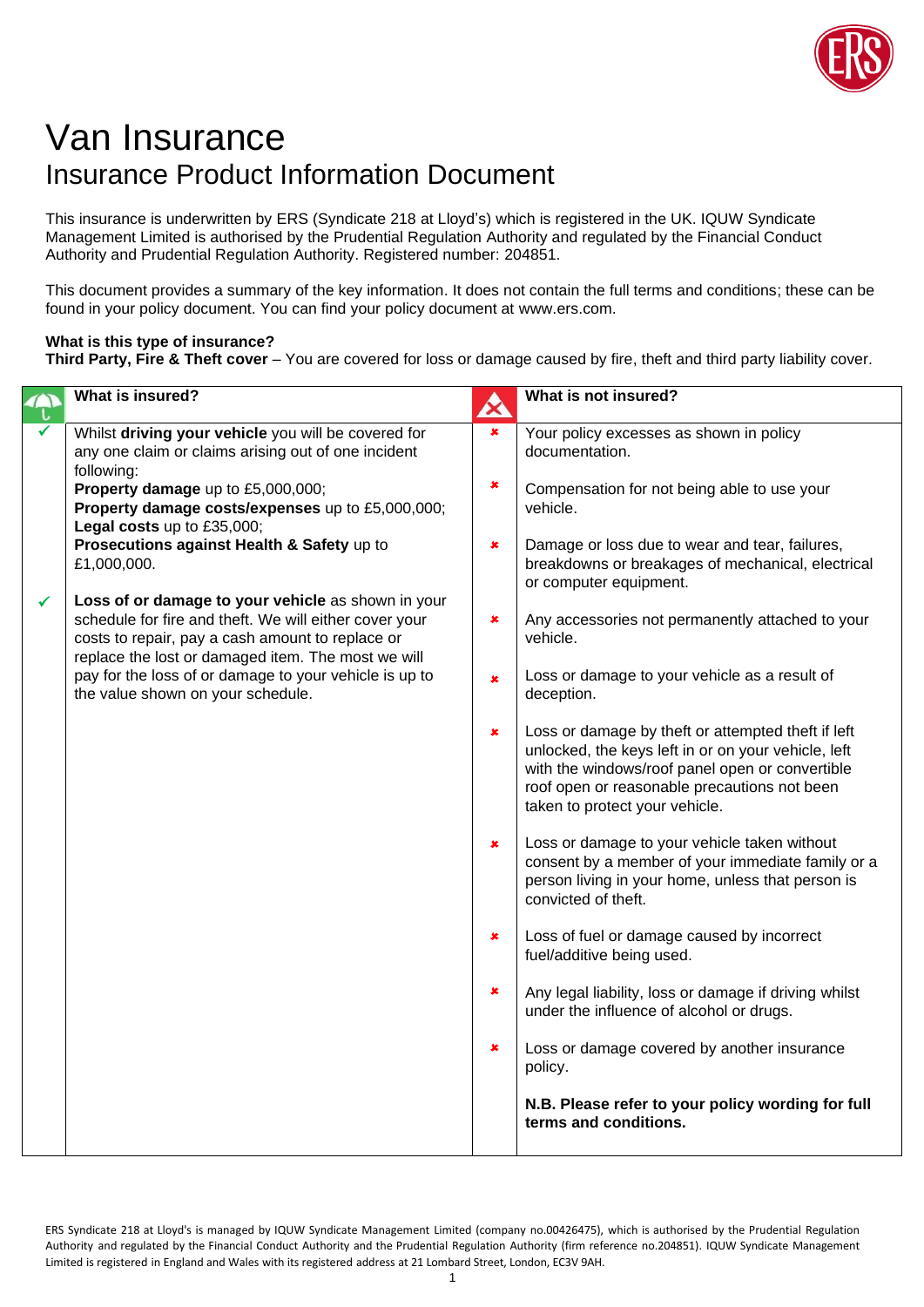# Van Insurance

## Insurance Product Information Document

This insurance is underwritten by ERS (Syndicate 218 at Lloyd's) which is registered in the UK. IQUW Syndicate Management Limited is authorised by the Prudential Regulation Authority and regulated by the Financial Conduct Authority and Prudential Regulation Authority. Registered number: 204851.

This document provides a summary of the key information. It does not contain the full terms and conditions; these can be found in your policy document. You can find your policy document at www.ers.com.

**What is this type of insurance?**

**Third Party, Fire & Theft cover** – You are covered for loss or damage caused by fire, theft and third party liability cover.

| What is insured? | What is not insured? |
| --- | --- |
| ✓ Whilst **driving your vehicle** you will be covered for any one claim or claims arising out of one incident following:<br>**Property damage** up to £5,000,000;<br>**Property damage costs/expenses** up to £5,000,000;<br>**Legal costs** up to £35,000;<br>**Prosecutions against Health & Safety** up to £1,000,000. | ✗ Your policy excesses as shown in policy documentation. |
| ✓ **Loss of or damage to your vehicle** as shown in your schedule for fire and theft. We will either cover your costs to repair, pay a cash amount to replace or replace the lost or damaged item. The most we will pay for the loss of or damage to your vehicle is up to the value shown on your schedule. | ✗ Compensation for not being able to use your vehicle. |
| | ✗ Damage or loss due to wear and tear, failures, breakdowns or breakages of mechanical, electrical or computer equipment. |
| | ✗ Any accessories not permanently attached to your vehicle. |
| | ✗ Loss or damage to your vehicle as a result of deception. |
| | ✗ Loss or damage by theft or attempted theft if left unlocked, the keys left in or on your vehicle, left with the windows/roof panel open or convertible roof open or reasonable precautions not been taken to protect your vehicle. |
| | ✗ Loss or damage to your vehicle taken without consent by a member of your immediate family or a person living in your home, unless that person is convicted of theft. |
| | ✗ Loss of fuel or damage caused by incorrect fuel/additive being used. |
| | ✗ Any legal liability, loss or damage if driving whilst under the influence of alcohol or drugs. |
| | ✗ Loss or damage covered by another insurance policy. |
| | **N.B. Please refer to your policy wording for full terms and conditions.** |

ERS Syndicate 218 at Lloyd's is managed by IQUW Syndicate Management Limited (company no.00426475), which is authorised by the Prudential Regulation Authority and regulated by the Financial Conduct Authority and the Prudential Regulation Authority (firm reference no.204851). IQUW Syndicate Management Limited is registered in England and Wales with its registered address at 21 Lombard Street, London, EC3V 9AH.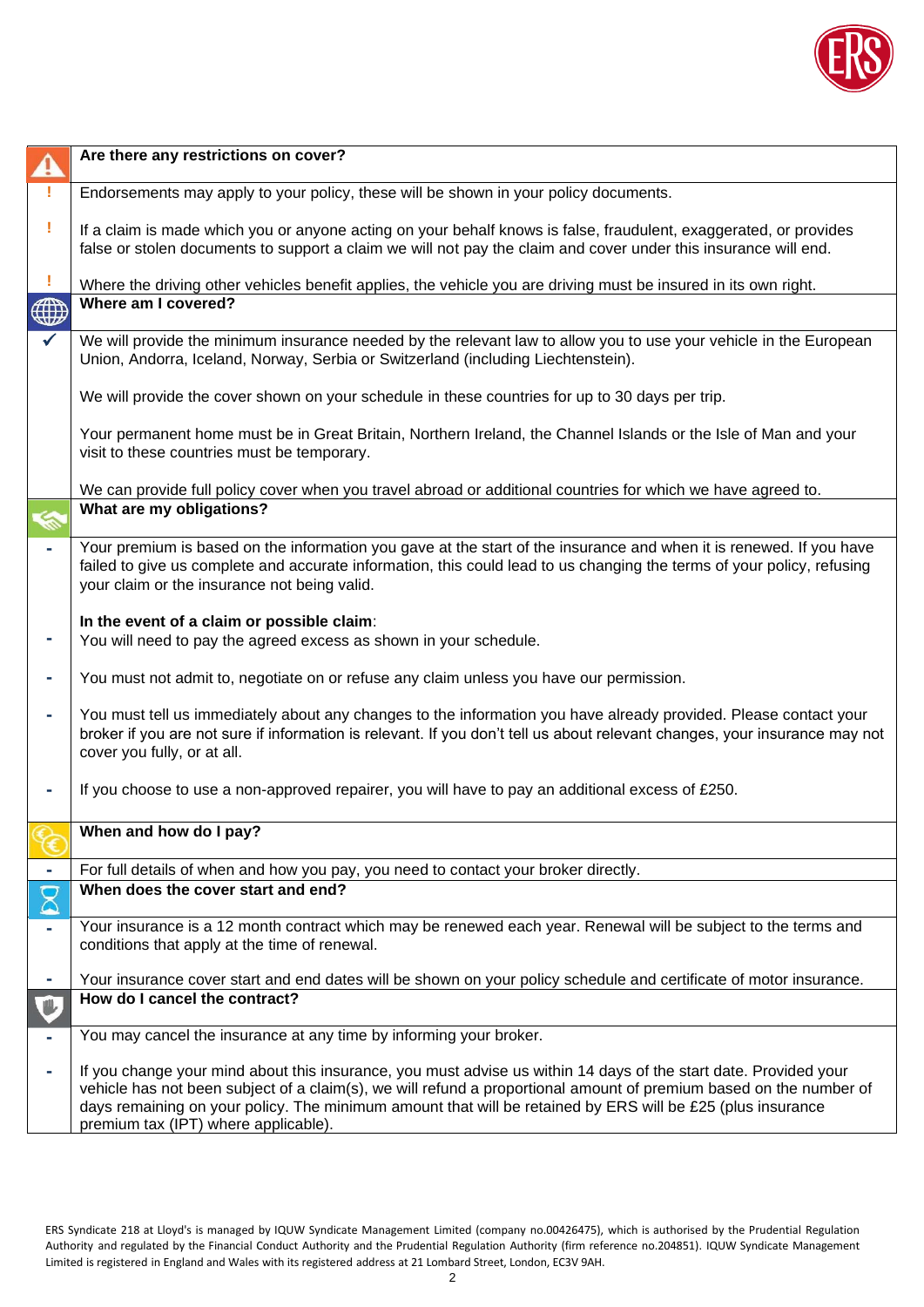## Are there any restrictions on cover?

- ! Endorsements may apply to your policy, these will be shown in your policy documents.
- ! If a claim is made which you or anyone acting on your behalf knows is false, fraudulent, exaggerated, or provides false or stolen documents to support a claim we will not pay the claim and cover under this insurance will end.
- ! Where the driving other vehicles benefit applies, the vehicle you are driving must be insured in its own right.

## Where am I covered?

✓ We will provide the minimum insurance needed by the relevant law to allow you to use your vehicle in the European Union, Andorra, Iceland, Norway, Serbia or Switzerland (including Liechtenstein).

We will provide the cover shown on your schedule in these countries for up to 30 days per trip.

Your permanent home must be in Great Britain, Northern Ireland, the Channel Islands or the Isle of Man and your visit to these countries must be temporary.

We can provide full policy cover when you travel abroad or additional countries for which we have agreed to.

## What are my obligations?

- Your premium is based on the information you gave at the start of the insurance and when it is renewed. If you have failed to give us complete and accurate information, this could lead to us changing the terms of your policy, refusing your claim or the insurance not being valid.

**In the event of a claim or possible claim**:

- You will need to pay the agreed excess as shown in your schedule.
- You must not admit to, negotiate on or refuse any claim unless you have our permission.
- You must tell us immediately about any changes to the information you have already provided. Please contact your broker if you are not sure if information is relevant. If you don't tell us about relevant changes, your insurance may not cover you fully, or at all.
- If you choose to use a non-approved repairer, you will have to pay an additional excess of £250.

## When and how do I pay?

- For full details of when and how you pay, you need to contact your broker directly.

## When does the cover start and end?

- Your insurance is a 12 month contract which may be renewed each year. Renewal will be subject to the terms and conditions that apply at the time of renewal.
- Your insurance cover start and end dates will be shown on your policy schedule and certificate of motor insurance.

## How do I cancel the contract?

- You may cancel the insurance at any time by informing your broker.
- If you change your mind about this insurance, you must advise us within 14 days of the start date. Provided your vehicle has not been subject of a claim(s), we will refund a proportional amount of premium based on the number of days remaining on your policy. The minimum amount that will be retained by ERS will be £25 (plus insurance premium tax (IPT) where applicable).

ERS Syndicate 218 at Lloyd's is managed by IQUW Syndicate Management Limited (company no.00426475), which is authorised by the Prudential Regulation Authority and regulated by the Financial Conduct Authority and the Prudential Regulation Authority (firm reference no.204851). IQUW Syndicate Management Limited is registered in England and Wales with its registered address at 21 Lombard Street, London, EC3V 9AH.